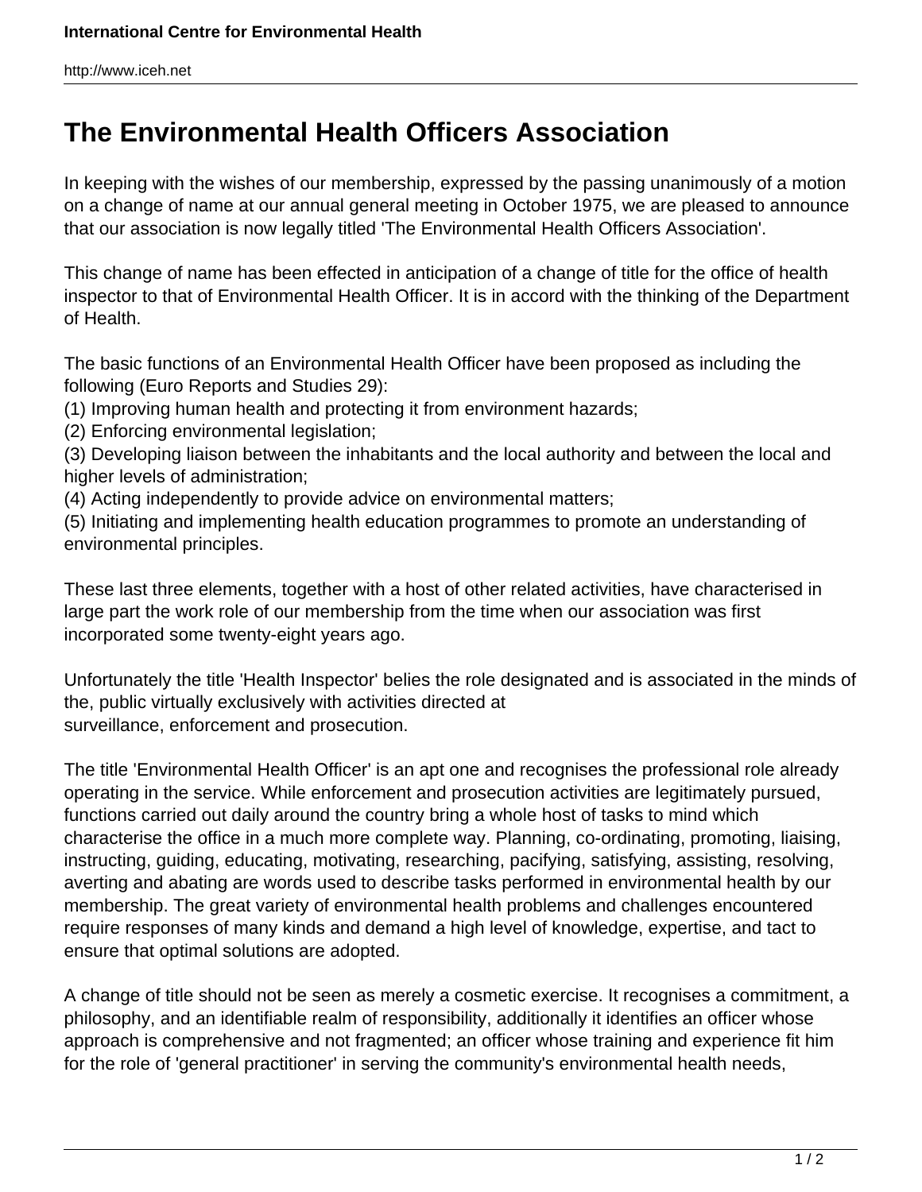# The Environmental Health Officers Association

In keeping with the wishes of our membership, expressed by the passing unanimously of a motion on a change of name at our annual general meeting in October 1975, we are pleased to announce that our association is now legally titled 'The Environmental Health Officers Association'.

This change of name has been effected in anticipation of a change of title for the office of health inspector to that of Environmental Health Officer. It is in accord with the thinking of the Department of Health.

The basic functions of an Environmental Health Officer have been proposed as including the following (Euro Reports and Studies 29):

(1) Improving human health and protecting it from environment hazards;
(2) Enforcing environmental legislation;
(3) Developing liaison between the inhabitants and the local authority and between the local and higher levels of administration;
(4) Acting independently to provide advice on environmental matters;
(5) Initiating and implementing health education programmes to promote an understanding of environmental principles.

These last three elements, together with a host of other related activities, have characterised in large part the work role of our membership from the time when our association was first incorporated some twenty-eight years ago.

Unfortunately the title 'Health Inspector' belies the role designated and is associated in the minds of the, public virtually exclusively with activities directed at surveillance, enforcement and prosecution.

The title 'Environmental Health Officer' is an apt one and recognises the professional role already operating in the service. While enforcement and prosecution activities are legitimately pursued, functions carried out daily around the country bring a whole host of tasks to mind which characterise the office in a much more complete way. Planning, co-ordinating, promoting, liaising, instructing, guiding, educating, motivating, researching, pacifying, satisfying, assisting, resolving, averting and abating are words used to describe tasks performed in environmental health by our membership. The great variety of environmental health problems and challenges encountered require responses of many kinds and demand a high level of knowledge, expertise, and tact to ensure that optimal solutions are adopted.

A change of title should not be seen as merely a cosmetic exercise. It recognises a commitment, a philosophy, and an identifiable realm of responsibility, additionally it identifies an officer whose approach is comprehensive and not fragmented; an officer whose training and experience fit him for the role of 'general practitioner' in serving the community's environmental health needs,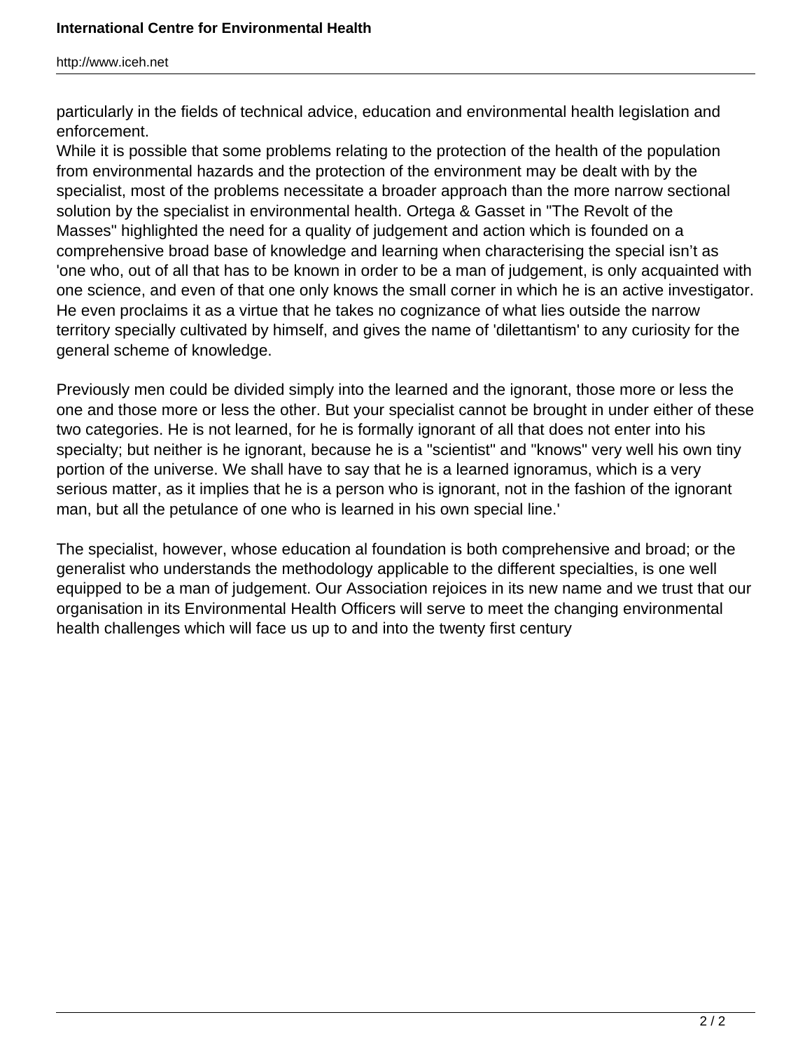particularly in the fields of technical advice, education and environmental health legislation and enforcement.
While it is possible that some problems relating to the protection of the health of the population from environmental hazards and the protection of the environment may be dealt with by the specialist, most of the problems necessitate a broader approach than the more narrow sectional solution by the specialist in environmental health. Ortega & Gasset in "The Revolt of the Masses" highlighted the need for a quality of judgement and action which is founded on a comprehensive broad base of knowledge and learning when characterising the special isn't as 'one who, out of all that has to be known in order to be a man of judgement, is only acquainted with one science, and even of that one only knows the small corner in which he is an active investigator. He even proclaims it as a virtue that he takes no cognizance of what lies outside the narrow territory specially cultivated by himself, and gives the name of 'dilettantism' to any curiosity for the general scheme of knowledge.

Previously men could be divided simply into the learned and the ignorant, those more or less the one and those more or less the other. But your specialist cannot be brought in under either of these two categories. He is not learned, for he is formally ignorant of all that does not enter into his specialty; but neither is he ignorant, because he is a "scientist" and "knows" very well his own tiny portion of the universe. We shall have to say that he is a learned ignoramus, which is a very serious matter, as it implies that he is a person who is ignorant, not in the fashion of the ignorant man, but all the petulance of one who is learned in his own special line.'

The specialist, however, whose education al foundation is both comprehensive and broad; or the generalist who understands the methodology applicable to the different specialties, is one well equipped to be a man of judgement. Our Association rejoices in its new name and we trust that our organisation in its Environmental Health Officers will serve to meet the changing environmental health challenges which will face us up to and into the twenty first century